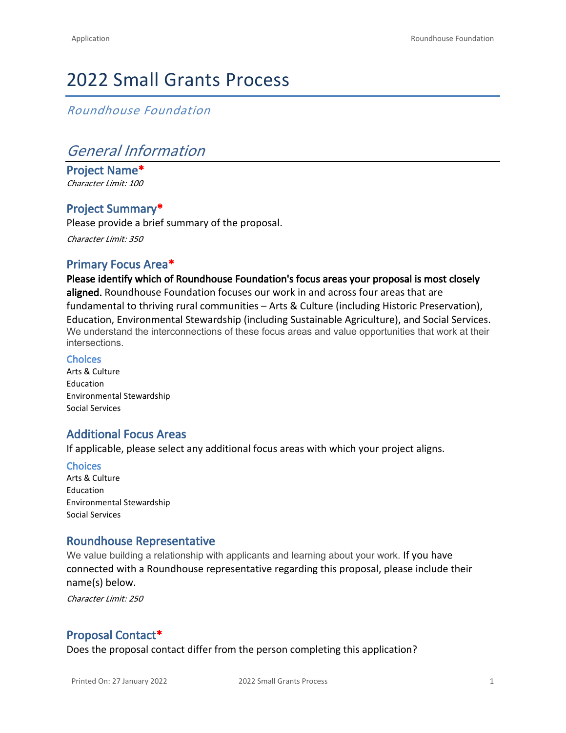# 2022 Small Grants Process

*Roundhouse Foundation*

## *General Information*

### Project Name*

*Character Limit: 100*

### Project Summary*

Please provide a brief summary of the proposal.

*Character Limit: 350*

### Primary Focus Area*

**Please identify which of Roundhouse Foundation's focus areas your proposal is most closely aligned.** Roundhouse Foundation focuses our work in and across four areas that are fundamental to thriving rural communities – Arts & Culture (including Historic Preservation), Education, Environmental Stewardship (including Sustainable Agriculture), and Social Services. We understand the interconnections of these focus areas and value opportunities that work at their intersections.

#### Choices

Arts & Culture
Education
Environmental Stewardship
Social Services

### Additional Focus Areas

If applicable, please select any additional focus areas with which your project aligns.

#### Choices

Arts & Culture
Education
Environmental Stewardship
Social Services

### Roundhouse Representative

We value building a relationship with applicants and learning about your work. If you have connected with a Roundhouse representative regarding this proposal, please include their name(s) below.

*Character Limit: 250*

### Proposal Contact*

Does the proposal contact differ from the person completing this application?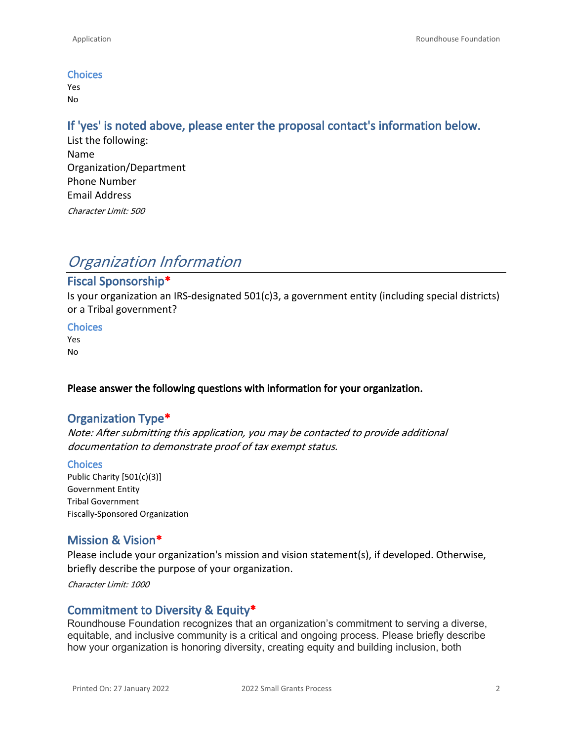### Choices

Yes
No

### If 'yes' is noted above, please enter the proposal contact's information below.

List the following:
Name
Organization/Department
Phone Number
Email Address

*Character Limit: 500*

## *Organization Information*

### Fiscal Sponsorship*

Is your organization an IRS-designated 501(c)3, a government entity (including special districts) or a Tribal government?

### Choices

Yes
No

**Please answer the following questions with information for your organization.**

### Organization Type*

*Note: After submitting this application, you may be contacted to provide additional documentation to demonstrate proof of tax exempt status.*

### Choices

Public Charity [501(c)(3)]
Government Entity
Tribal Government
Fiscally-Sponsored Organization

### Mission & Vision*

Please include your organization's mission and vision statement(s), if developed. Otherwise, briefly describe the purpose of your organization.

*Character Limit: 1000*

### Commitment to Diversity & Equity*

Roundhouse Foundation recognizes that an organization's commitment to serving a diverse, equitable, and inclusive community is a critical and ongoing process. Please briefly describe how your organization is honoring diversity, creating equity and building inclusion, both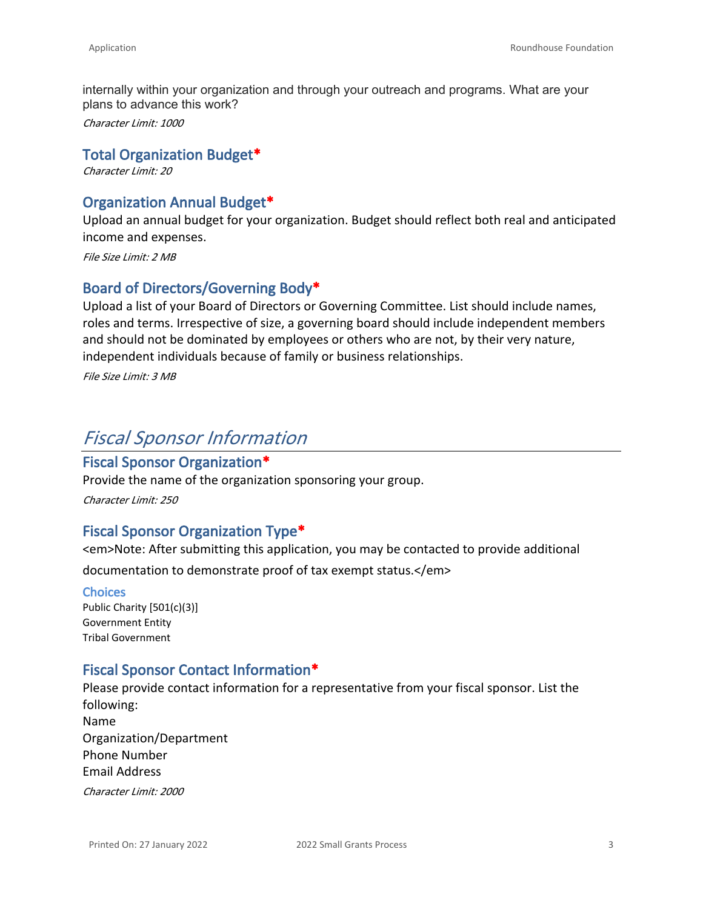internally within your organization and through your outreach and programs. What are your plans to advance this work?

*Character Limit: 1000*

### Total Organization Budget*

*Character Limit: 20*

### Organization Annual Budget*

Upload an annual budget for your organization. Budget should reflect both real and anticipated income and expenses.

*File Size Limit: 2 MB*

### Board of Directors/Governing Body*

Upload a list of your Board of Directors or Governing Committee. List should include names, roles and terms. Irrespective of size, a governing board should include independent members and should not be dominated by employees or others who are not, by their very nature, independent individuals because of family or business relationships.

*File Size Limit: 3 MB*

## *Fiscal Sponsor Information*

### Fiscal Sponsor Organization*

Provide the name of the organization sponsoring your group.

*Character Limit: 250*

### Fiscal Sponsor Organization Type*

<em>Note: After submitting this application, you may be contacted to provide additional documentation to demonstrate proof of tax exempt status.</em>

#### Choices

Public Charity [501(c)(3)]
Government Entity
Tribal Government

### Fiscal Sponsor Contact Information*

Please provide contact information for a representative from your fiscal sponsor. List the following:
Name
Organization/Department
Phone Number
Email Address

*Character Limit: 2000*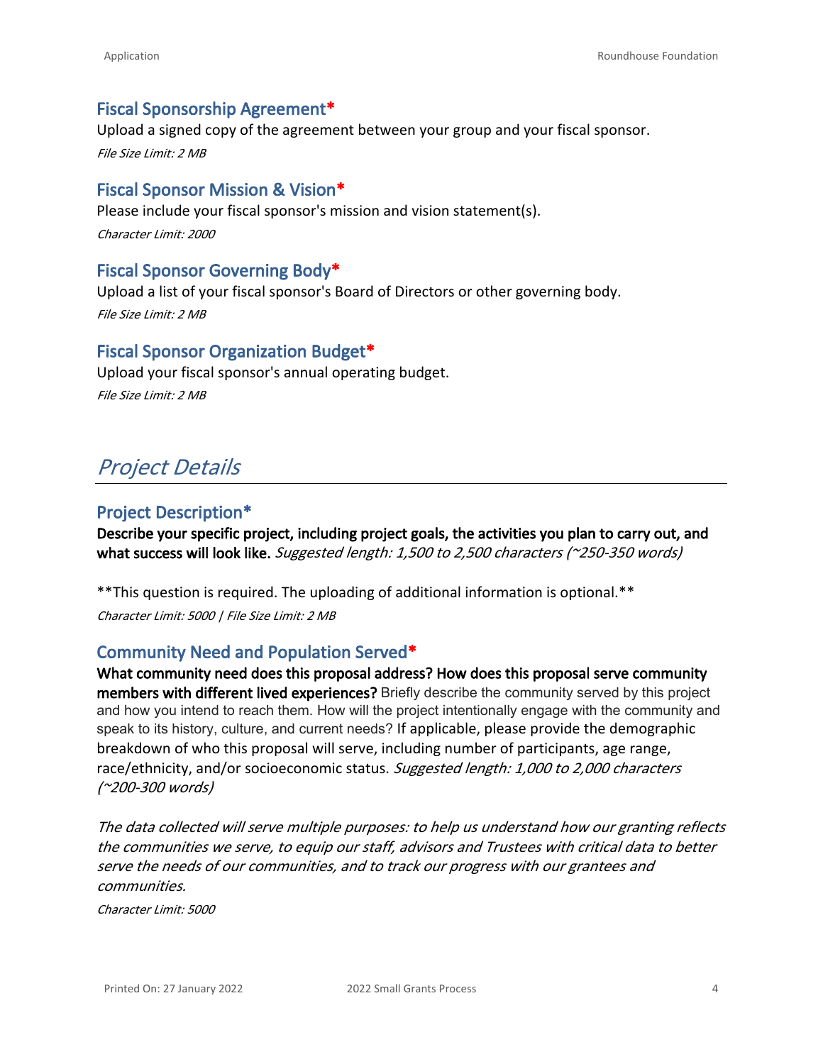### Fiscal Sponsorship Agreement*

Upload a signed copy of the agreement between your group and your fiscal sponsor.

*File Size Limit: 2 MB*

### Fiscal Sponsor Mission & Vision*

Please include your fiscal sponsor's mission and vision statement(s).

*Character Limit: 2000*

### Fiscal Sponsor Governing Body*

Upload a list of your fiscal sponsor's Board of Directors or other governing body.

*File Size Limit: 2 MB*

### Fiscal Sponsor Organization Budget*

Upload your fiscal sponsor's annual operating budget.

*File Size Limit: 2 MB*

## *Project Details*

### Project Description*

**Describe your specific project, including project goals, the activities you plan to carry out, and what success will look like.** *Suggested length: 1,500 to 2,500 characters (~250-350 words)*

**This question is required. The uploading of additional information is optional.**

*Character Limit: 5000 | File Size Limit: 2 MB*

### Community Need and Population Served*

**What community need does this proposal address? How does this proposal serve community members with different lived experiences?** Briefly describe the community served by this project and how you intend to reach them. How will the project intentionally engage with the community and speak to its history, culture, and current needs? If applicable, please provide the demographic breakdown of who this proposal will serve, including number of participants, age range, race/ethnicity, and/or socioeconomic status. *Suggested length: 1,000 to 2,000 characters (~200-300 words)*

*The data collected will serve multiple purposes: to help us understand how our granting reflects the communities we serve, to equip our staff, advisors and Trustees with critical data to better serve the needs of our communities, and to track our progress with our grantees and communities.*

*Character Limit: 5000*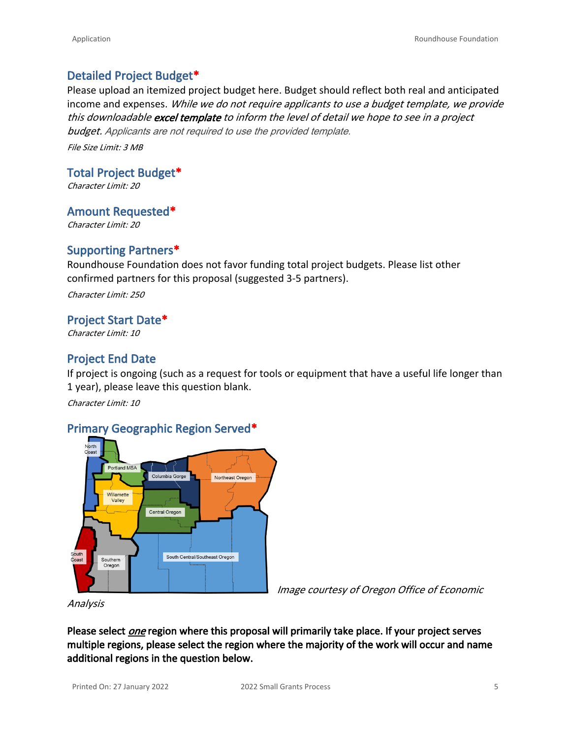## Detailed Project Budget*

Please upload an itemized project budget here. Budget should reflect both real and anticipated income and expenses. *While we do not require applicants to use a budget template, we provide this downloadable **excel template** to inform the level of detail we hope to see in a project budget. Applicants are not required to use the provided template.*

*File Size Limit: 3 MB*

## Total Project Budget*

*Character Limit: 20*

## Amount Requested*

*Character Limit: 20*

## Supporting Partners*

Roundhouse Foundation does not favor funding total project budgets. Please list other confirmed partners for this proposal (suggested 3-5 partners).

*Character Limit: 250*

## Project Start Date*

*Character Limit: 10*

## Project End Date

If project is ongoing (such as a request for tools or equipment that have a useful life longer than 1 year), please leave this question blank.

*Character Limit: 10*

## Primary Geographic Region Served*

*Image courtesy of Oregon Office of Economic Analysis*

**Please select *one* region where this proposal will primarily take place. If your project serves multiple regions, please select the region where the majority of the work will occur and name additional regions in the question below.**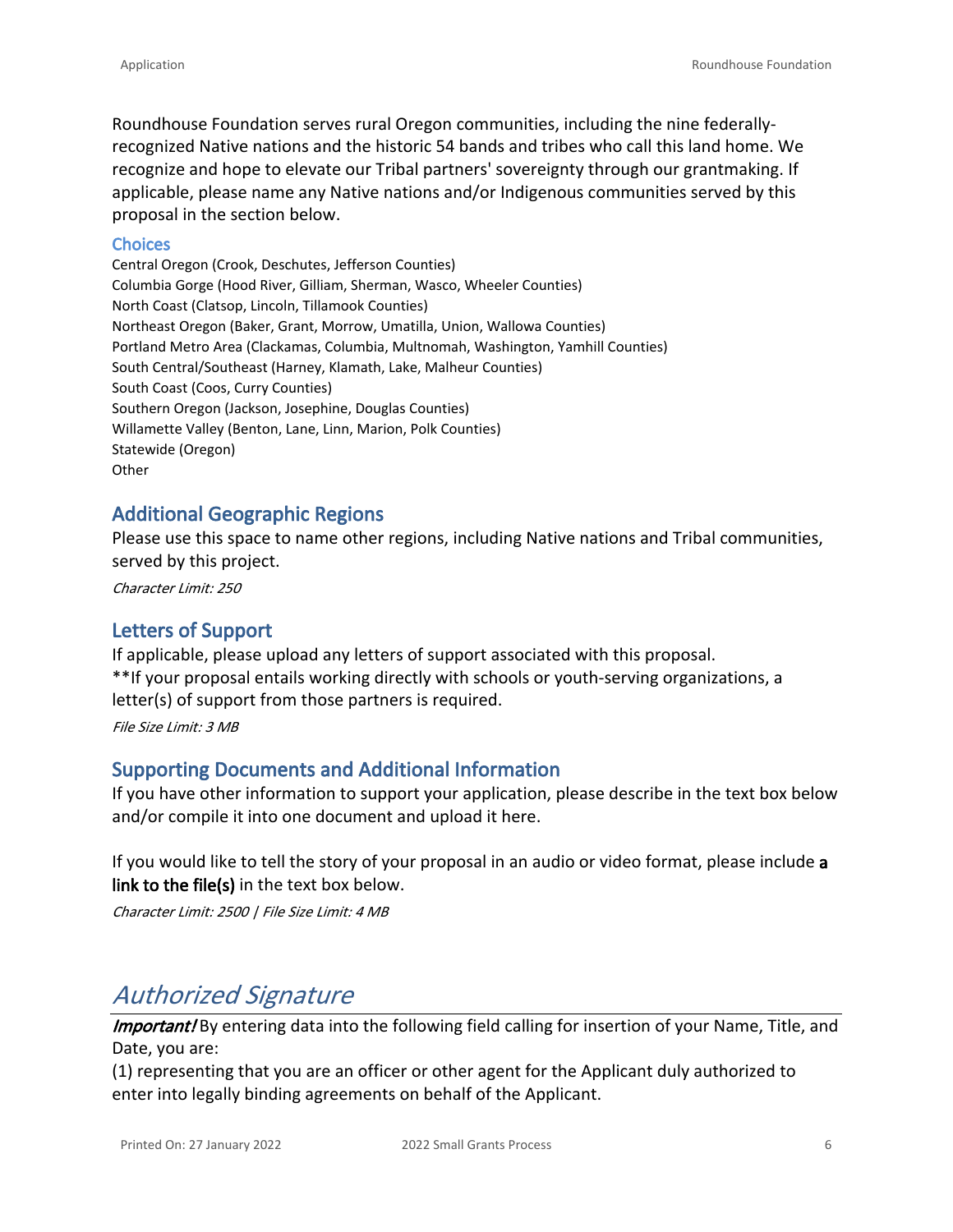Roundhouse Foundation serves rural Oregon communities, including the nine federally-recognized Native nations and the historic 54 bands and tribes who call this land home. We recognize and hope to elevate our Tribal partners' sovereignty through our grantmaking. If applicable, please name any Native nations and/or Indigenous communities served by this proposal in the section below.

#### Choices

Central Oregon (Crook, Deschutes, Jefferson Counties)
Columbia Gorge (Hood River, Gilliam, Sherman, Wasco, Wheeler Counties)
North Coast (Clatsop, Lincoln, Tillamook Counties)
Northeast Oregon (Baker, Grant, Morrow, Umatilla, Union, Wallowa Counties)
Portland Metro Area (Clackamas, Columbia, Multnomah, Washington, Yamhill Counties)
South Central/Southeast (Harney, Klamath, Lake, Malheur Counties)
South Coast (Coos, Curry Counties)
Southern Oregon (Jackson, Josephine, Douglas Counties)
Willamette Valley (Benton, Lane, Linn, Marion, Polk Counties)
Statewide (Oregon)
Other

### Additional Geographic Regions

Please use this space to name other regions, including Native nations and Tribal communities, served by this project.

*Character Limit: 250*

### Letters of Support

If applicable, please upload any letters of support associated with this proposal.
**If your proposal entails working directly with schools or youth-serving organizations, a letter(s) of support from those partners is required.

*File Size Limit: 3 MB*

### Supporting Documents and Additional Information

If you have other information to support your application, please describe in the text box below and/or compile it into one document and upload it here.

If you would like to tell the story of your proposal in an audio or video format, please include **a link to the file(s)** in the text box below.

*Character Limit: 2500 | File Size Limit: 4 MB*

## *Authorized Signature*

***Important!*** By entering data into the following field calling for insertion of your Name, Title, and Date, you are:
(1) representing that you are an officer or other agent for the Applicant duly authorized to enter into legally binding agreements on behalf of the Applicant.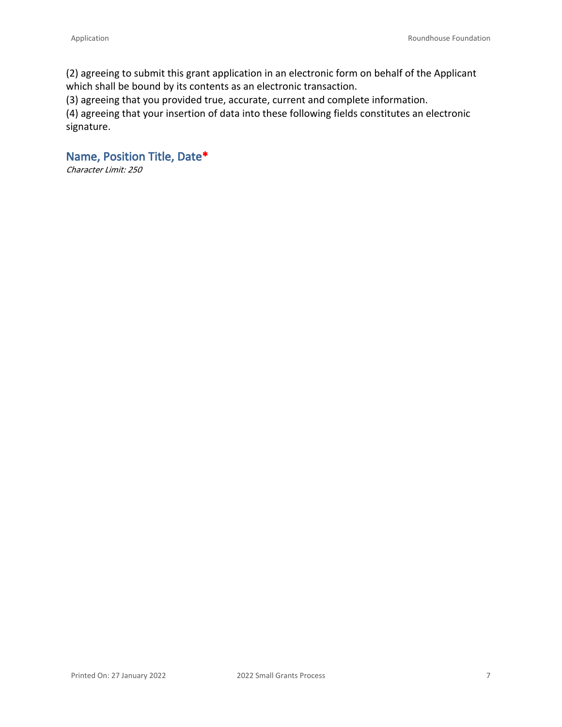(2) agreeing to submit this grant application in an electronic form on behalf of the Applicant which shall be bound by its contents as an electronic transaction.
(3) agreeing that you provided true, accurate, current and complete information.
(4) agreeing that your insertion of data into these following fields constitutes an electronic signature.

### Name, Position Title, Date*

*Character Limit: 250*